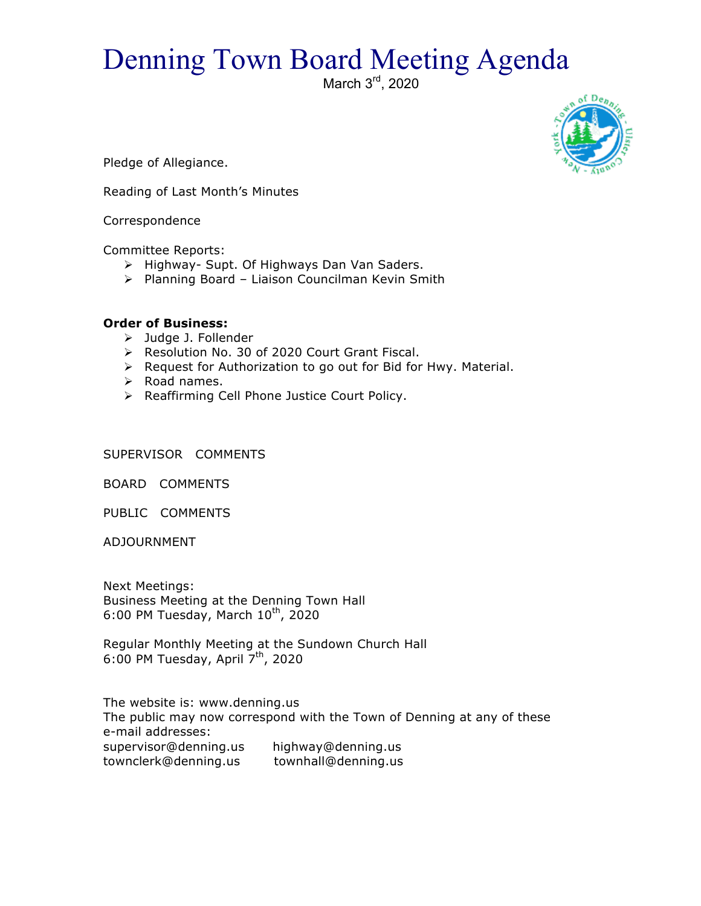# Denning Town Board Meeting Agenda

March 3rd, 2020

Pledge of Allegiance.

Reading of Last Month's Minutes

Correspondence

Committee Reports:

- Highway- Supt. Of Highways Dan Van Saders.
- Planning Board – Liaison Councilman Kevin Smith

**Order of Business:**

- Judge J. Follender
- Resolution No. 30 of 2020 Court Grant Fiscal.
- Request for Authorization to go out for Bid for Hwy. Material.
- Road names.
- Reaffirming Cell Phone Justice Court Policy.

SUPERVISOR COMMENTS

BOARD COMMENTS

PUBLIC COMMENTS

ADJOURNMENT

Next Meetings:
Business Meeting at the Denning Town Hall
6:00 PM Tuesday, March 10th, 2020

Regular Monthly Meeting at the Sundown Church Hall
6:00 PM Tuesday, April 7th, 2020

The website is: www.denning.us
The public may now correspond with the Town of Denning at any of these e-mail addresses:

supervisor@denning.us highway@denning.us
townclerk@denning.us townhall@denning.us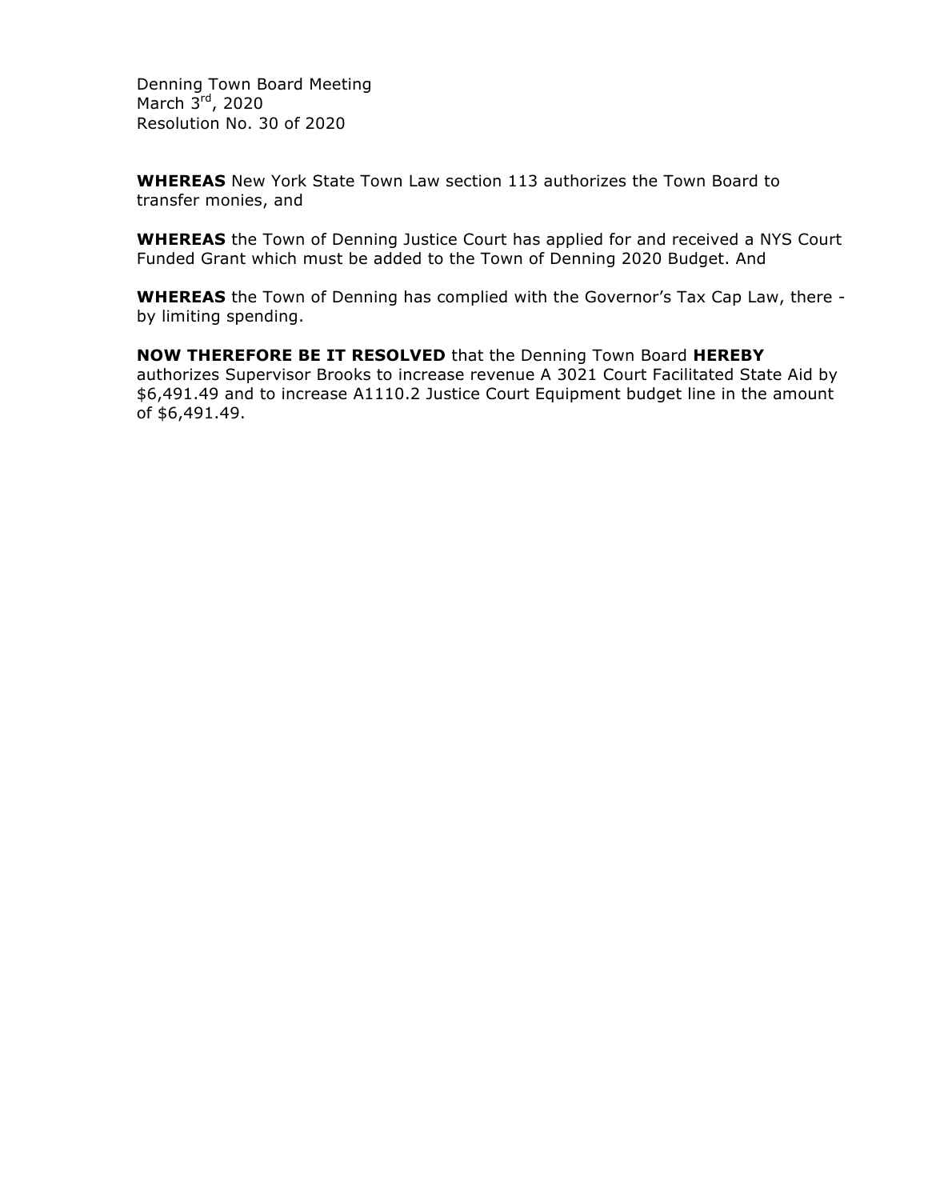Denning Town Board Meeting
March 3rd, 2020
Resolution No. 30 of 2020

**WHEREAS** New York State Town Law section 113 authorizes the Town Board to transfer monies, and

**WHEREAS** the Town of Denning Justice Court has applied for and received a NYS Court Funded Grant which must be added to the Town of Denning 2020 Budget. And

**WHEREAS** the Town of Denning has complied with the Governor's Tax Cap Law, there - by limiting spending.

**NOW THEREFORE BE IT RESOLVED** that the Denning Town Board **HEREBY** authorizes Supervisor Brooks to increase revenue A 3021 Court Facilitated State Aid by $6,491.49 and to increase A1110.2 Justice Court Equipment budget line in the amount of $6,491.49.